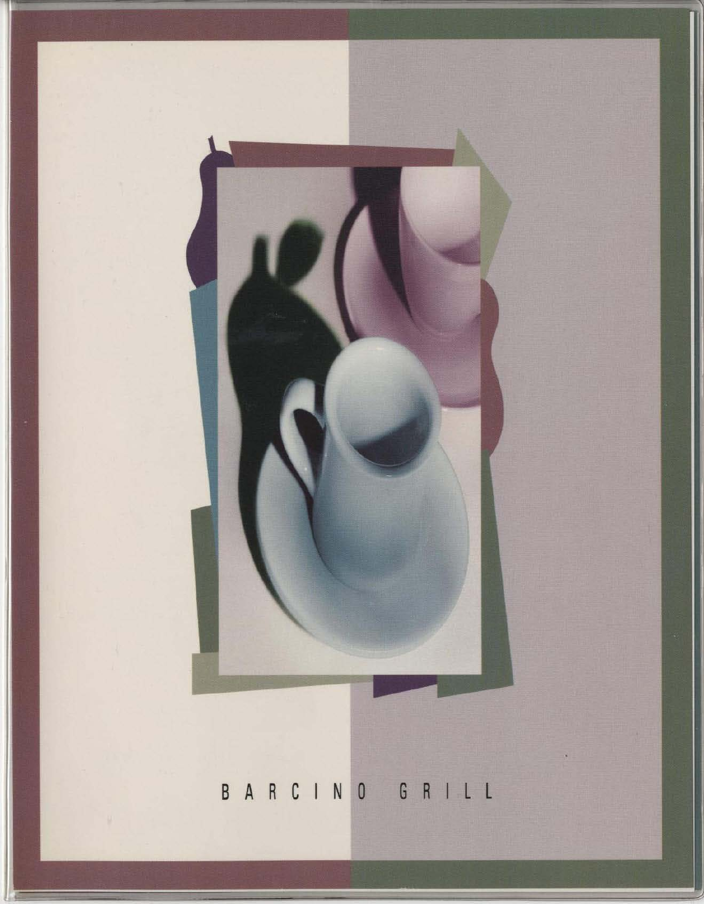# BARCINO GRILL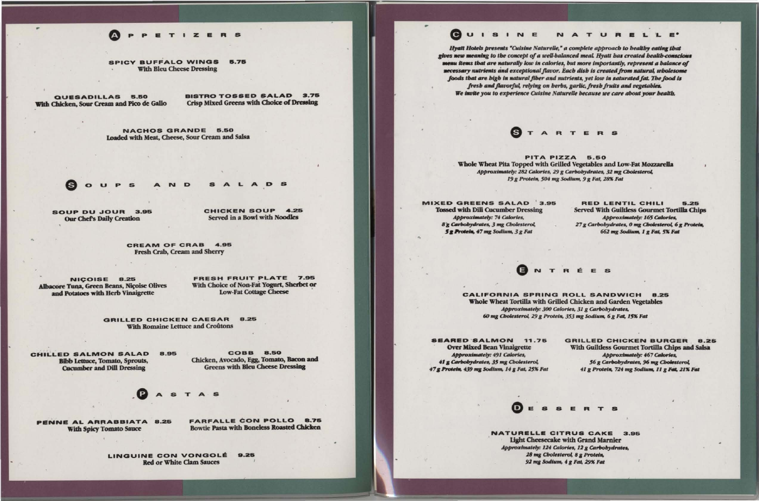## APPETIZERS

**SPICY BUFFALO WINGS 5.75**
With Bleu Cheese Dressing

**QUESADILLAS 5.50**
With Chicken, Sour Cream and Pico de Gallo

**BISTRO TOSSED SALAD 3.75**
Crisp Mixed Greens with Choice of Dressing

**NACHOS GRANDE 5.50**
Loaded with Meat, Cheese, Sour Cream and Salsa

## SOUPS AND SALADS

**SOUP DU JOUR 3.95**
Our Chef's Daily Creation

**CHICKEN SOUP 4.25**
Served in a Bowl with Noodles

**CREAM OF CRAB 4.95**
Fresh Crab, Cream and Sherry

**NIÇOISE 8.25**
Albacore Tuna, Green Beans, Niçoise Olives and Potatoes with Herb Vinaigrette

**FRESH FRUIT PLATE 7.95**
With Choice of Non-Fat Yogurt, Sherbet or Low-Fat Cottage Cheese

**GRILLED CHICKEN CAESAR 8.25**
With Romaine Lettuce and Croûtons

**CHILLED SALMON SALAD 8.95**
Bibb Lettuce, Tomato, Sprouts, Cucumber and Dill Dressing

**COBB 8.50**
Chicken, Avocado, Egg, Tomato, Bacon and Greens with Bleu Cheese Dressing

## PASTAS

**PENNE AL ARRABBIATA 8.25**
With Spicy Tomato Sauce

**FARFALLE CON POLLO 8.75**
Bowtie Pasta with Boneless Roasted Chicken

**LINGUINE CON VONGOLÉ 9.25**
Red or White Clam Sauces

## CUISINE NATURELLE®

*Hyatt Hotels presents "Cuisine Naturelle," a complete approach to healthy eating that gives new meaning to the concept of a well-balanced meal. Hyatt has created health-conscious menu items that are naturally low in calories, but more importantly, represent a balance of necessary nutrients and exceptional flavor. Each dish is created from natural, wholesome foods that are high in natural fiber and nutrients, yet low in saturated fat. The food is fresh and flavorful, relying on herbs, garlic, fresh fruits and vegetables.*
*We invite you to experience Cuisine Naturelle because we care about your health.*

## STARTERS

**PITA PIZZA 5.50**
Whole Wheat Pita Topped with Grilled Vegetables and Low-Fat Mozzarella
*Approximately: 282 Calories, 29 g Carbohydrates, 32 mg Cholesterol, 19 g Protein, 504 mg Sodium, 9 g Fat, 28% Fat*

**MIXED GREENS SALAD 3.95**
Tossed with Dill Cucumber Dressing
*Approximately: 74 Calories, 8 g Carbohydrates, 3 mg Cholesterol, 5 g Protein, 47 mg Sodium, 3 g Fat*

**RED LENTIL CHILI 5.25**
Served With Guiltless Gourmet Tortilla Chips
*Approximately: 165 Calories, 27 g Carbohydrates, 0 mg Cholesterol, 6 g Protein, 662 mg Sodium, 1 g Fat, 5% Fat*

## ENTRÉES

**CALIFORNIA SPRING ROLL SANDWICH 8.25**
Whole Wheat Tortilla with Grilled Chicken and Garden Vegetables
*Approximately: 300 Calories, 31 g Carbohydrates, 60 mg Cholesterol, 29 g Protein, 353 mg Sodium, 6 g Fat, 15% Fat*

**SEARED SALMON 11.75**
Over Mixed Bean Vinaigrette
*Approximately: 491 Calories, 41 g Carbohydrates, 35 mg Cholesterol, 47 g Protein, 439 mg Sodium, 14 g Fat, 25% Fat*

**GRILLED CHICKEN BURGER 8.25**
With Guiltless Gourmet Tortilla Chips and Salsa
*Approximately: 467 Calories, 56 g Carbohydrates, 96 mg Cholesterol, 41 g Protein, 724 mg Sodium, 11 g Fat, 21% Fat*

## DESSERTS

**NATURELLE CITRUS CAKE 3.95**
Light Cheesecake with Grand Marnier
*Approximately: 124 Calories, 12 g Carbohydrates, 28 mg Cholesterol, 8 g Protein, 92 mg Sodium, 4 g Fat, 29% Fat*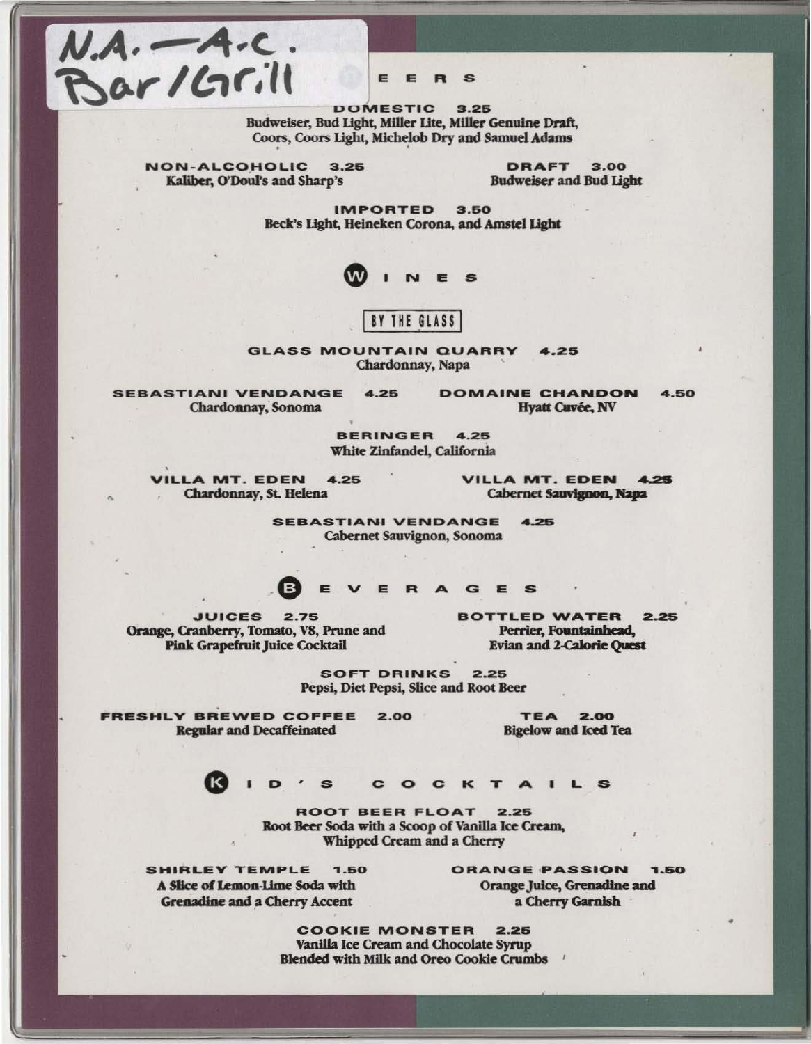N.A. — A.C.
Bar/Grill

# BEERS

**DOMESTIC 3.25**
Budweiser, Bud Light, Miller Lite, Miller Genuine Draft, Coors, Coors Light, Michelob Dry and Samuel Adams

**NON-ALCOHOLIC 3.25**
Kaliber, O'Doul's and Sharp's

**DRAFT 3.00**
Budweiser and Bud Light

**IMPORTED 3.50**
Beck's Light, Heineken Corona, and Amstel Light

# WINES

## BY THE GLASS

**GLASS MOUNTAIN QUARRY 4.25**
Chardonnay, Napa

**SEBASTIANI VENDANGE 4.25**
Chardonnay, Sonoma

**DOMAINE CHANDON 4.50**
Hyatt Cuvée, NV

**BERINGER 4.25**
White Zinfandel, California

**VILLA MT. EDEN 4.25**
Chardonnay, St. Helena

**VILLA MT. EDEN 4.25**
Cabernet Sauvignon, Napa

**SEBASTIANI VENDANGE 4.25**
Cabernet Sauvignon, Sonoma

# BEVERAGES

**JUICES 2.75**
Orange, Cranberry, Tomato, V8, Prune and Pink Grapefruit Juice Cocktail

**BOTTLED WATER 2.25**
Perrier, Fountainhead, Evian and 2-Calorie Quest

**SOFT DRINKS 2.25**
Pepsi, Diet Pepsi, Slice and Root Beer

**FRESHLY BREWED COFFEE 2.00**
Regular and Decaffeinated

**TEA 2.00**
Bigelow and Iced Tea

# KID'S COCKTAILS

**ROOT BEER FLOAT 2.25**
Root Beer Soda with a Scoop of Vanilla Ice Cream, Whipped Cream and a Cherry

**SHIRLEY TEMPLE 1.50**
A Slice of Lemon-Lime Soda with Grenadine and a Cherry Accent

**ORANGE PASSION 1.50**
Orange Juice, Grenadine and a Cherry Garnish

**COOKIE MONSTER 2.25**
Vanilla Ice Cream and Chocolate Syrup Blended with Milk and Oreo Cookie Crumbs